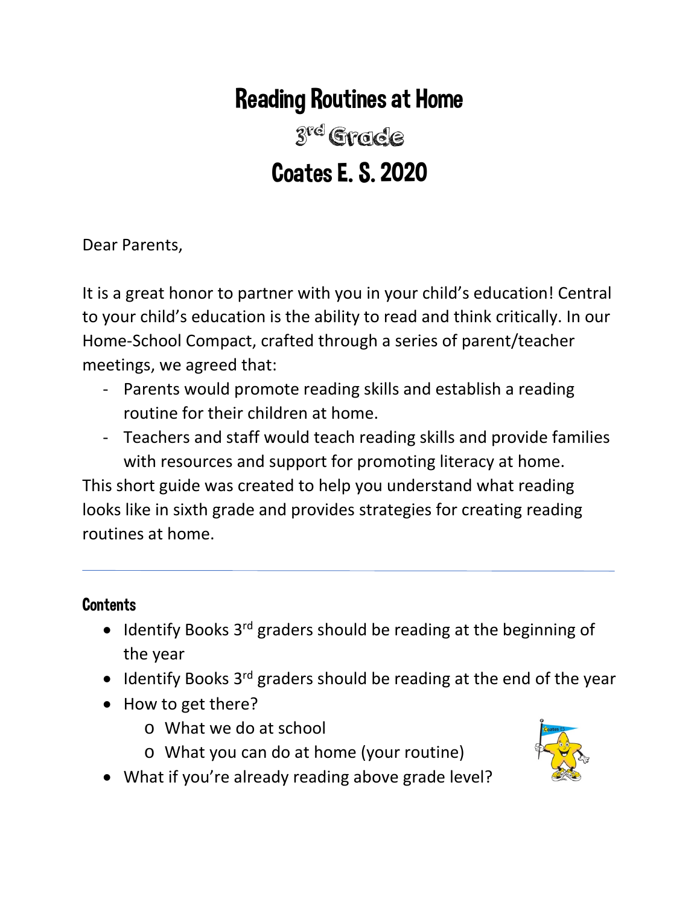# Reading Routines at Home

## 3rd Grade

## Coates E. S. 2020

Dear Parents,

It is a great honor to partner with you in your child's education! Central to your child's education is the ability to read and think critically. In our Home-School Compact, crafted through a series of parent/teacher meetings, we agreed that:

- Parents would promote reading skills and establish a reading routine for their children at home.
- Teachers and staff would teach reading skills and provide families with resources and support for promoting literacy at home.

This short guide was created to help you understand what reading looks like in sixth grade and provides strategies for creating reading routines at home.

---

### Contents

- Identify Books 3rd graders should be reading at the beginning of the year
- Identify Books 3rd graders should be reading at the end of the year
- How to get there?
  - What we do at school
  - What you can do at home (your routine)
- What if you're already reading above grade level?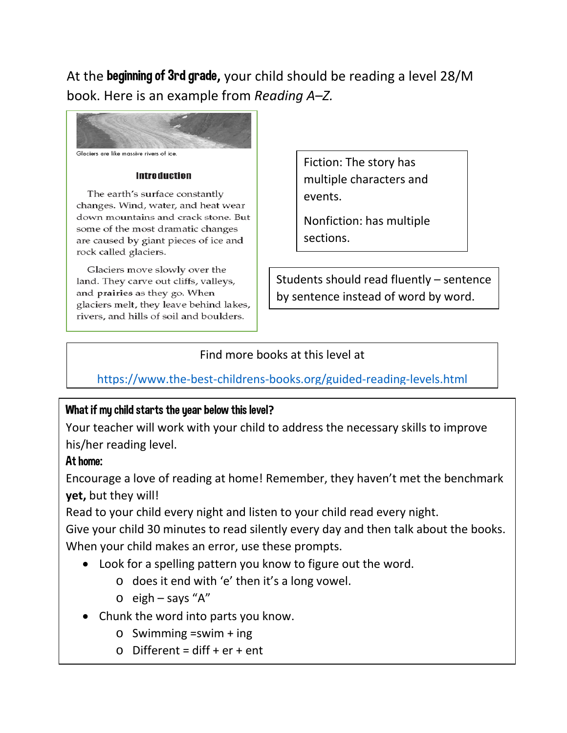At the **beginning of 3rd grade,** your child should be reading a level 28/M book. Here is an example from *Reading A–Z.*

Glaciers are like massive rivers of ice.

**Introduction**

The earth's surface constantly changes. Wind, water, and heat wear down mountains and crack stone. But some of the most dramatic changes are caused by giant pieces of ice and rock called glaciers.

Glaciers move slowly over the land. They carve out cliffs, valleys, and **prairies** as they go. When glaciers melt, they leave behind lakes, rivers, and hills of soil and boulders.

Fiction: The story has multiple characters and events.

Nonfiction: has multiple sections.

Students should read fluently – sentence by sentence instead of word by word.

Find more books at this level at

https://www.the-best-childrens-books.org/guided-reading-levels.html

**What if my child starts the year below this level?**

Your teacher will work with your child to address the necessary skills to improve his/her reading level.

**At home:**

Encourage a love of reading at home! Remember, they haven't met the benchmark **yet,** but they will!

Read to your child every night and listen to your child read every night.

Give your child 30 minutes to read silently every day and then talk about the books.

When your child makes an error, use these prompts.

- Look for a spelling pattern you know to figure out the word.
  - does it end with 'e' then it's a long vowel.
  - eigh – says "A"
- Chunk the word into parts you know.
  - Swimming =swim + ing
  - Different = diff + er + ent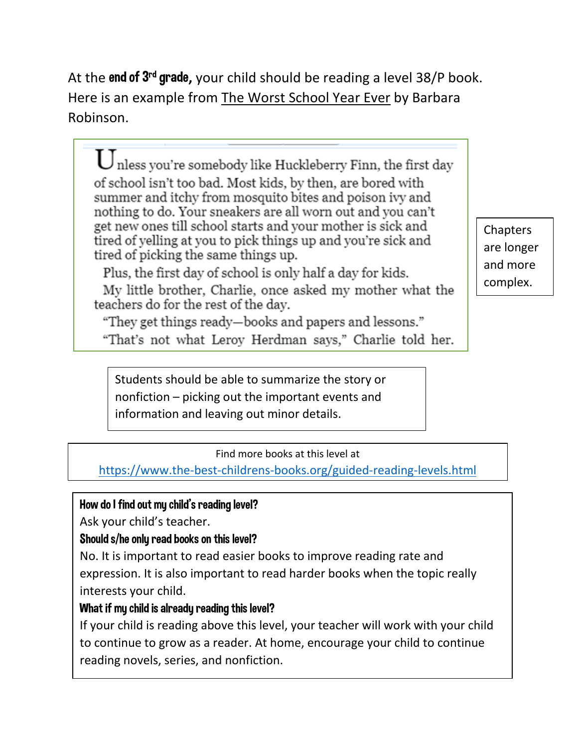At the **end of 3rd grade,** your child should be reading a level 38/P book. Here is an example from The Worst School Year Ever by Barbara Robinson.

> Unless you're somebody like Huckleberry Finn, the first day of school isn't too bad. Most kids, by then, are bored with summer and itchy from mosquito bites and poison ivy and nothing to do. Your sneakers are all worn out and you can't get new ones till school starts and your mother is sick and tired of yelling at you to pick things up and you're sick and tired of picking the same things up.
>
> Plus, the first day of school is only half a day for kids.
>
> My little brother, Charlie, once asked my mother what the teachers do for the rest of the day.
>
> "They get things ready—books and papers and lessons."
>
> "That's not what Leroy Herdman says," Charlie told her.

Chapters are longer and more complex.

Students should be able to summarize the story or nonfiction – picking out the important events and information and leaving out minor details.

Find more books at this level at https://www.the-best-childrens-books.org/guided-reading-levels.html

**How do I find out my child's reading level?**
Ask your child's teacher.

**Should s/he only read books on this level?**
No. It is important to read easier books to improve reading rate and expression. It is also important to read harder books when the topic really interests your child.

**What if my child is already reading this level?**
If your child is reading above this level, your teacher will work with your child to continue to grow as a reader. At home, encourage your child to continue reading novels, series, and nonfiction.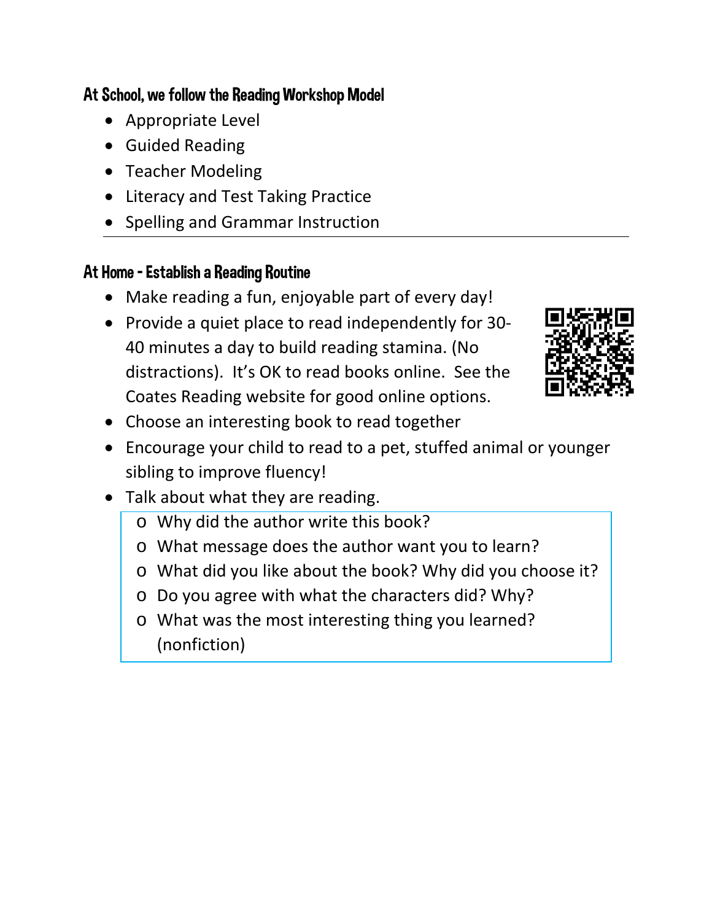### At School, we follow the Reading Workshop Model

- Appropriate Level
- Guided Reading
- Teacher Modeling
- Literacy and Test Taking Practice
- Spelling and Grammar Instruction

---

### At Home - Establish a Reading Routine

- Make reading a fun, enjoyable part of every day!
- Provide a quiet place to read independently for 30-40 minutes a day to build reading stamina. (No distractions). It's OK to read books online. See the Coates Reading website for good online options.
- Choose an interesting book to read together
- Encourage your child to read to a pet, stuffed animal or younger sibling to improve fluency!
- Talk about what they are reading.
  - Why did the author write this book?
  - What message does the author want you to learn?
  - What did you like about the book? Why did you choose it?
  - Do you agree with what the characters did? Why?
  - What was the most interesting thing you learned? (nonfiction)